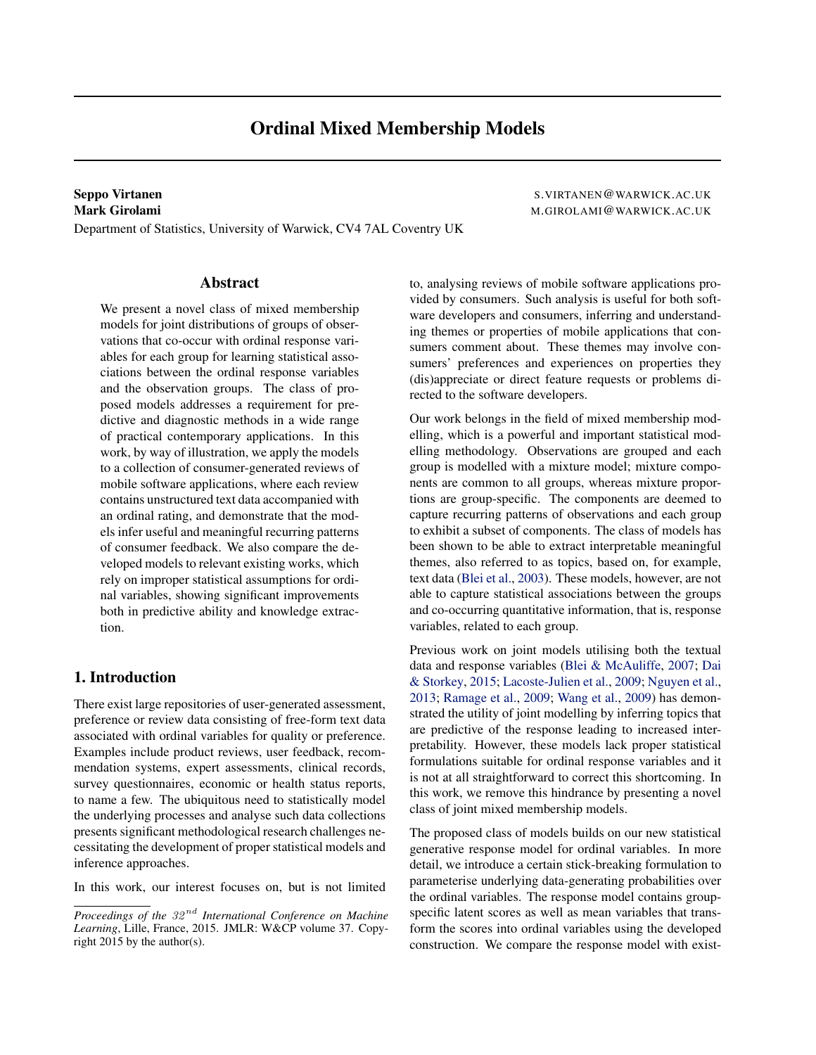# Ordinal Mixed Membership Models

**Seppo Virtanen** S.VIRTANEN@WARWICK.AC.UK
**Mark Girolami** M.GIROLAMI@WARWICK.AC.UK
Department of Statistics, University of Warwick, CV4 7AL Coventry UK

## Abstract

We present a novel class of mixed membership models for joint distributions of groups of observations that co-occur with ordinal response variables for each group for learning statistical associations between the ordinal response variables and the observation groups. The class of proposed models addresses a requirement for predictive and diagnostic methods in a wide range of practical contemporary applications. In this work, by way of illustration, we apply the models to a collection of consumer-generated reviews of mobile software applications, where each review contains unstructured text data accompanied with an ordinal rating, and demonstrate that the models infer useful and meaningful recurring patterns of consumer feedback. We also compare the developed models to relevant existing works, which rely on improper statistical assumptions for ordinal variables, showing significant improvements both in predictive ability and knowledge extraction.

## 1. Introduction

There exist large repositories of user-generated assessment, preference or review data consisting of free-form text data associated with ordinal variables for quality or preference. Examples include product reviews, user feedback, recommendation systems, expert assessments, clinical records, survey questionnaires, economic or health status reports, to name a few. The ubiquitous need to statistically model the underlying processes and analyse such data collections presents significant methodological research challenges necessitating the development of proper statistical models and inference approaches.

In this work, our interest focuses on, but is not limited to, analysing reviews of mobile software applications provided by consumers. Such analysis is useful for both software developers and consumers, inferring and understanding themes or properties of mobile applications that consumers comment about. These themes may involve consumers' preferences and experiences on properties they (dis)appreciate or direct feature requests or problems directed to the software developers.

Our work belongs in the field of mixed membership modelling, which is a powerful and important statistical modelling methodology. Observations are grouped and each group is modelled with a mixture model; mixture components are common to all groups, whereas mixture proportions are group-specific. The components are deemed to capture recurring patterns of observations and each group to exhibit a subset of components. The class of models has been shown to be able to extract interpretable meaningful themes, also referred to as topics, based on, for example, text data (Blei et al., 2003). These models, however, are not able to capture statistical associations between the groups and co-occurring quantitative information, that is, response variables, related to each group.

Previous work on joint models utilising both the textual data and response variables (Blei & McAuliffe, 2007; Dai & Storkey, 2015; Lacoste-Julien et al., 2009; Nguyen et al., 2013; Ramage et al., 2009; Wang et al., 2009) has demonstrated the utility of joint modelling by inferring topics that are predictive of the response leading to increased interpretability. However, these models lack proper statistical formulations suitable for ordinal response variables and it is not at all straightforward to correct this shortcoming. In this work, we remove this hindrance by presenting a novel class of joint mixed membership models.

The proposed class of models builds on our new statistical generative response model for ordinal variables. In more detail, we introduce a certain stick-breaking formulation to parameterise underlying data-generating probabilities over the ordinal variables. The response model contains group-specific latent scores as well as mean variables that transform the scores into ordinal variables using the developed construction. We compare the response model with exist-

*Proceedings of the $32^{nd}$ International Conference on Machine Learning*, Lille, France, 2015. JMLR: W&CP volume 37. Copyright 2015 by the author(s).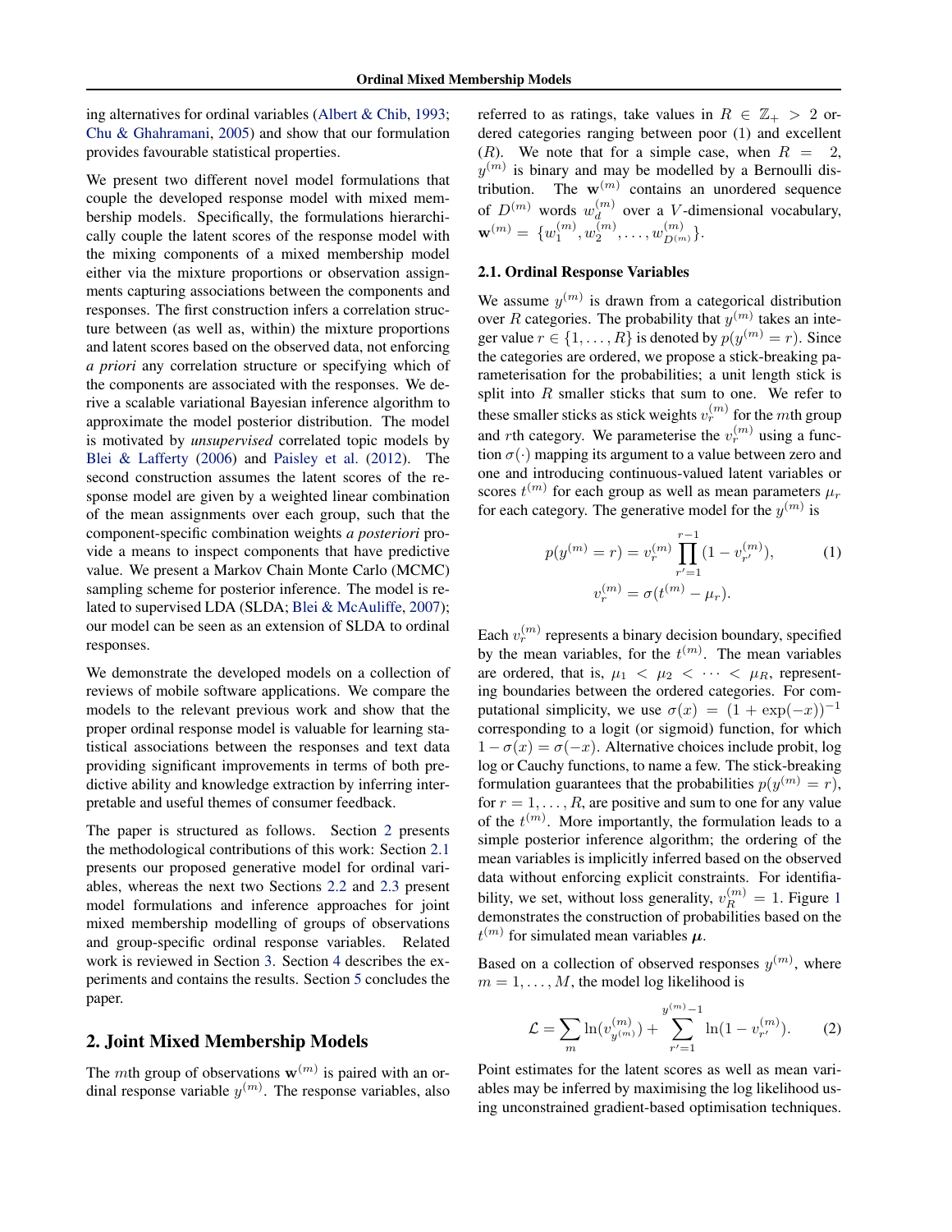ing alternatives for ordinal variables (Albert & Chib, 1993; Chu & Ghahramani, 2005) and show that our formulation provides favourable statistical properties.

We present two different novel model formulations that couple the developed response model with mixed membership models. Specifically, the formulations hierarchically couple the latent scores of the response model with the mixing components of a mixed membership model either via the mixture proportions or observation assignments capturing associations between the components and responses. The first construction infers a correlation structure between (as well as, within) the mixture proportions and latent scores based on the observed data, not enforcing *a priori* any correlation structure or specifying which of the components are associated with the responses. We derive a scalable variational Bayesian inference algorithm to approximate the model posterior distribution. The model is motivated by *unsupervised* correlated topic models by Blei & Lafferty (2006) and Paisley et al. (2012). The second construction assumes the latent scores of the response model are given by a weighted linear combination of the mean assignments over each group, such that the component-specific combination weights *a posteriori* provide a means to inspect components that have predictive value. We present a Markov Chain Monte Carlo (MCMC) sampling scheme for posterior inference. The model is related to supervised LDA (SLDA; Blei & McAuliffe, 2007); our model can be seen as an extension of SLDA to ordinal responses.

We demonstrate the developed models on a collection of reviews of mobile software applications. We compare the models to the relevant previous work and show that the proper ordinal response model is valuable for learning statistical associations between the responses and text data providing significant improvements in terms of both predictive ability and knowledge extraction by inferring interpretable and useful themes of consumer feedback.

The paper is structured as follows. Section 2 presents the methodological contributions of this work: Section 2.1 presents our proposed generative model for ordinal variables, whereas the next two Sections 2.2 and 2.3 present model formulations and inference approaches for joint mixed membership modelling of groups of observations and group-specific ordinal response variables. Related work is reviewed in Section 3. Section 4 describes the experiments and contains the results. Section 5 concludes the paper.

## 2. Joint Mixed Membership Models

The $m$th group of observations $\mathbf{w}^{(m)}$ is paired with an ordinal response variable $y^{(m)}$. The response variables, also referred to as ratings, take values in $R \in \mathbb{Z}_+ > 2$ ordered categories ranging between poor (1) and excellent ($R$). We note that for a simple case, when $R = 2$, $y^{(m)}$ is binary and may be modelled by a Bernoulli distribution. The $\mathbf{w}^{(m)}$ contains an unordered sequence of $D^{(m)}$ words $w_d^{(m)}$ over a $V$-dimensional vocabulary, $\mathbf{w}^{(m)} = \{w_1^{(m)}, w_2^{(m)}, \ldots, w_{D^{(m)}}^{(m)}\}$.

### 2.1. Ordinal Response Variables

We assume $y^{(m)}$ is drawn from a categorical distribution over $R$ categories. The probability that $y^{(m)}$ takes an integer value $r \in \{1, \ldots, R\}$ is denoted by $p(y^{(m)} = r)$. Since the categories are ordered, we propose a stick-breaking parameterisation for the probabilities; a unit length stick is split into $R$ smaller sticks that sum to one. We refer to these smaller sticks as stick weights $v_r^{(m)}$ for the $m$th group and $r$th category. We parameterise the $v_r^{(m)}$ using a function $\sigma(\cdot)$ mapping its argument to a value between zero and one and introducing continuous-valued latent variables or scores $t^{(m)}$ for each group as well as mean parameters $\mu_r$ for each category. The generative model for the $y^{(m)}$ is

$$
p(y^{(m)} = r) = v_r^{(m)} \prod_{r'=1}^{r-1} (1 - v_{r'}^{(m)}), \qquad (1)
$$
$$
v_r^{(m)} = \sigma(t^{(m)} - \mu_r).
$$

Each $v_r^{(m)}$ represents a binary decision boundary, specified by the mean variables, for the $t^{(m)}$. The mean variables are ordered, that is, $\mu_1 < \mu_2 < \cdots < \mu_R$, representing boundaries between the ordered categories. For computational simplicity, we use $\sigma(x) = (1 + \exp(-x))^{-1}$ corresponding to a logit (or sigmoid) function, for which $1 - \sigma(x) = \sigma(-x)$. Alternative choices include probit, log log or Cauchy functions, to name a few. The stick-breaking formulation guarantees that the probabilities $p(y^{(m)} = r)$, for $r = 1, \ldots, R$, are positive and sum to one for any value of the $t^{(m)}$. More importantly, the formulation leads to a simple posterior inference algorithm; the ordering of the mean variables is implicitly inferred based on the observed data without enforcing explicit constraints. For identifiability, we set, without loss generality, $v_R^{(m)} = 1$. Figure 1 demonstrates the construction of probabilities based on the $t^{(m)}$ for simulated mean variables $\boldsymbol{\mu}$.

Based on a collection of observed responses $y^{(m)}$, where $m = 1, \ldots, M$, the model log likelihood is

$$
\mathcal{L} = \sum_m \ln(v_{y^{(m)}}^{(m)}) + \sum_{r'=1}^{y^{(m)}-1} \ln(1 - v_{r'}^{(m)}). \qquad (2)
$$

Point estimates for the latent scores as well as mean variables may be inferred by maximising the log likelihood using unconstrained gradient-based optimisation techniques.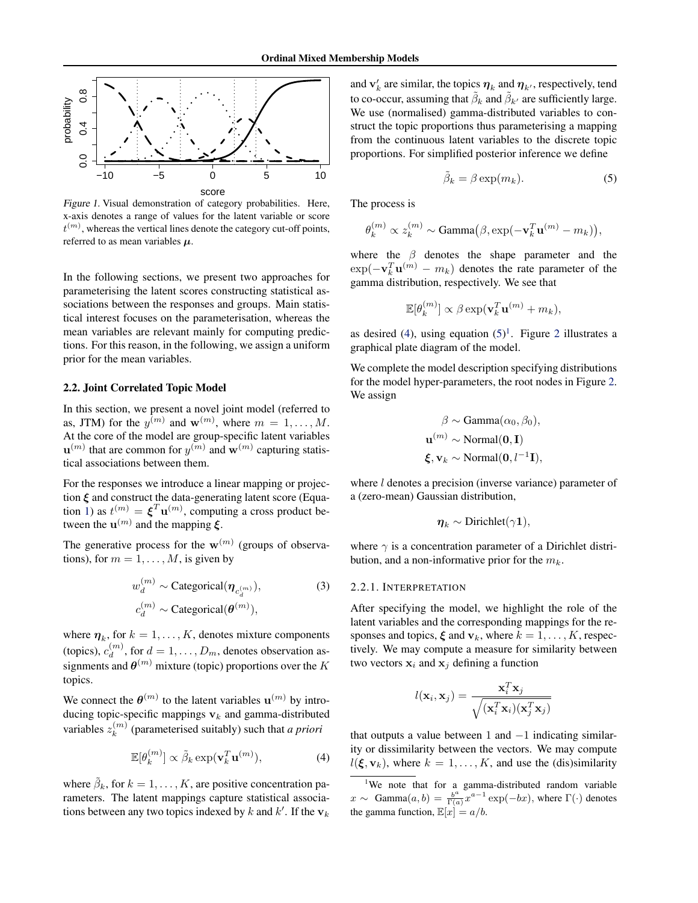Figure 1. Visual demonstration of category probabilities. Here, x-axis denotes a range of values for the latent variable or score $t^{(m)}$, whereas the vertical lines denote the category cut-off points, referred to as mean variables $\boldsymbol{\mu}$.

In the following sections, we present two approaches for parameterising the latent scores constructing statistical associations between the responses and groups. Main statistical interest focuses on the parameterisation, whereas the mean variables are relevant mainly for computing predictions. For this reason, in the following, we assign a uniform prior for the mean variables.

### 2.2. Joint Correlated Topic Model

In this section, we present a novel joint model (referred to as, JTM) for the $y^{(m)}$ and $\mathbf{w}^{(m)}$, where $m = 1, \ldots, M$. At the core of the model are group-specific latent variables $\mathbf{u}^{(m)}$ that are common for $y^{(m)}$ and $\mathbf{w}^{(m)}$ capturing statistical associations between them.

For the responses we introduce a linear mapping or projection $\boldsymbol{\xi}$ and construct the data-generating latent score (Equation 1) as $t^{(m)} = \boldsymbol{\xi}^T \mathbf{u}^{(m)}$, computing a cross product between the $\mathbf{u}^{(m)}$ and the mapping $\boldsymbol{\xi}$.

The generative process for the $\mathbf{w}^{(m)}$ (groups of observations), for $m = 1, \ldots, M$, is given by

$$
\begin{aligned}
w_d^{(m)} &\sim \text{Categorical}(\boldsymbol{\eta}_{c_d^{(m)}}), \\
c_d^{(m)} &\sim \text{Categorical}(\boldsymbol{\theta}^{(m)}),
\end{aligned} \tag{3}
$$

where $\boldsymbol{\eta}_k$, for $k = 1, \ldots, K$, denotes mixture components (topics), $c_d^{(m)}$, for $d = 1, \ldots, D_m$, denotes observation assignments and $\boldsymbol{\theta}^{(m)}$ mixture (topic) proportions over the $K$ topics.

We connect the $\boldsymbol{\theta}^{(m)}$ to the latent variables $\mathbf{u}^{(m)}$ by introducing topic-specific mappings $\mathbf{v}_k$ and gamma-distributed variables $z_k^{(m)}$ (parameterised suitably) such that *a priori*

$$
\mathbb{E}[\theta_k^{(m)}] \propto \tilde{\beta}_k \exp(\mathbf{v}_k^T \mathbf{u}^{(m)}), \tag{4}
$$

where $\tilde{\beta}_k$, for $k = 1, \ldots, K$, are positive concentration parameters. The latent mappings capture statistical associations between any two topics indexed by $k$ and $k'$. If the $\mathbf{v}_k$ and $\mathbf{v}'_k$ are similar, the topics $\boldsymbol{\eta}_k$ and $\boldsymbol{\eta}_{k'}$, respectively, tend to co-occur, assuming that $\tilde{\beta}_k$ and $\tilde{\beta}_{k'}$ are sufficiently large. We use (normalised) gamma-distributed variables to construct the topic proportions thus parameterising a mapping from the continuous latent variables to the discrete topic proportions. For simplified posterior inference we define

$$
\tilde{\beta}_k = \beta \exp(m_k). \tag{5}
$$

The process is

$$
\theta_k^{(m)} \propto z_k^{(m)} \sim \text{Gamma}\big(\beta, \exp(-\mathbf{v}_k^T \mathbf{u}^{(m)} - m_k)\big),
$$

where the $\beta$ denotes the shape parameter and the $\exp(-\mathbf{v}_k^T \mathbf{u}^{(m)} - m_k)$ denotes the rate parameter of the gamma distribution, respectively. We see that

$$
\mathbb{E}[\theta_k^{(m)}] \propto \beta \exp(\mathbf{v}_k^T \mathbf{u}^{(m)} + m_k),
$$

as desired (4), using equation (5)[1]. Figure 2 illustrates a graphical plate diagram of the model.

We complete the model description specifying distributions for the model hyper-parameters, the root nodes in Figure 2. We assign

$$
\begin{aligned}
\beta &\sim \text{Gamma}(\alpha_0, \beta_0), \\
\mathbf{u}^{(m)} &\sim \text{Normal}(\mathbf{0}, \mathbf{I}) \\
\boldsymbol{\xi}, \mathbf{v}_k &\sim \text{Normal}(\mathbf{0}, l^{-1}\mathbf{I}),
\end{aligned}
$$

where $l$ denotes a precision (inverse variance) parameter of a (zero-mean) Gaussian distribution,

$$
\boldsymbol{\eta}_k \sim \text{Dirichlet}(\gamma \mathbf{1}),
$$

where $\gamma$ is a concentration parameter of a Dirichlet distribution, and a non-informative prior for the $m_k$.

#### 2.2.1. Interpretation

After specifying the model, we highlight the role of the latent variables and the corresponding mappings for the responses and topics, $\boldsymbol{\xi}$ and $\mathbf{v}_k$, where $k = 1, \ldots, K$, respectively. We may compute a measure for similarity between two vectors $\mathbf{x}_i$ and $\mathbf{x}_j$ defining a function

$$
l(\mathbf{x}_i, \mathbf{x}_j) = \frac{\mathbf{x}_i^T \mathbf{x}_j}{\sqrt{(\mathbf{x}_i^T \mathbf{x}_i)(\mathbf{x}_j^T \mathbf{x}_j)}}
$$

that outputs a value between 1 and $-1$ indicating similarity or dissimilarity between the vectors. We may compute $l(\boldsymbol{\xi}, \mathbf{v}_k)$, where $k = 1, \ldots, K$, and use the (dis)similarity

[1] We note that for a gamma-distributed random variable $x \sim \text{Gamma}(a, b) = \frac{b^a}{\Gamma(a)} x^{a-1} \exp(-bx)$, where $\Gamma(\cdot)$ denotes the gamma function, $\mathbb{E}[x] = a/b$.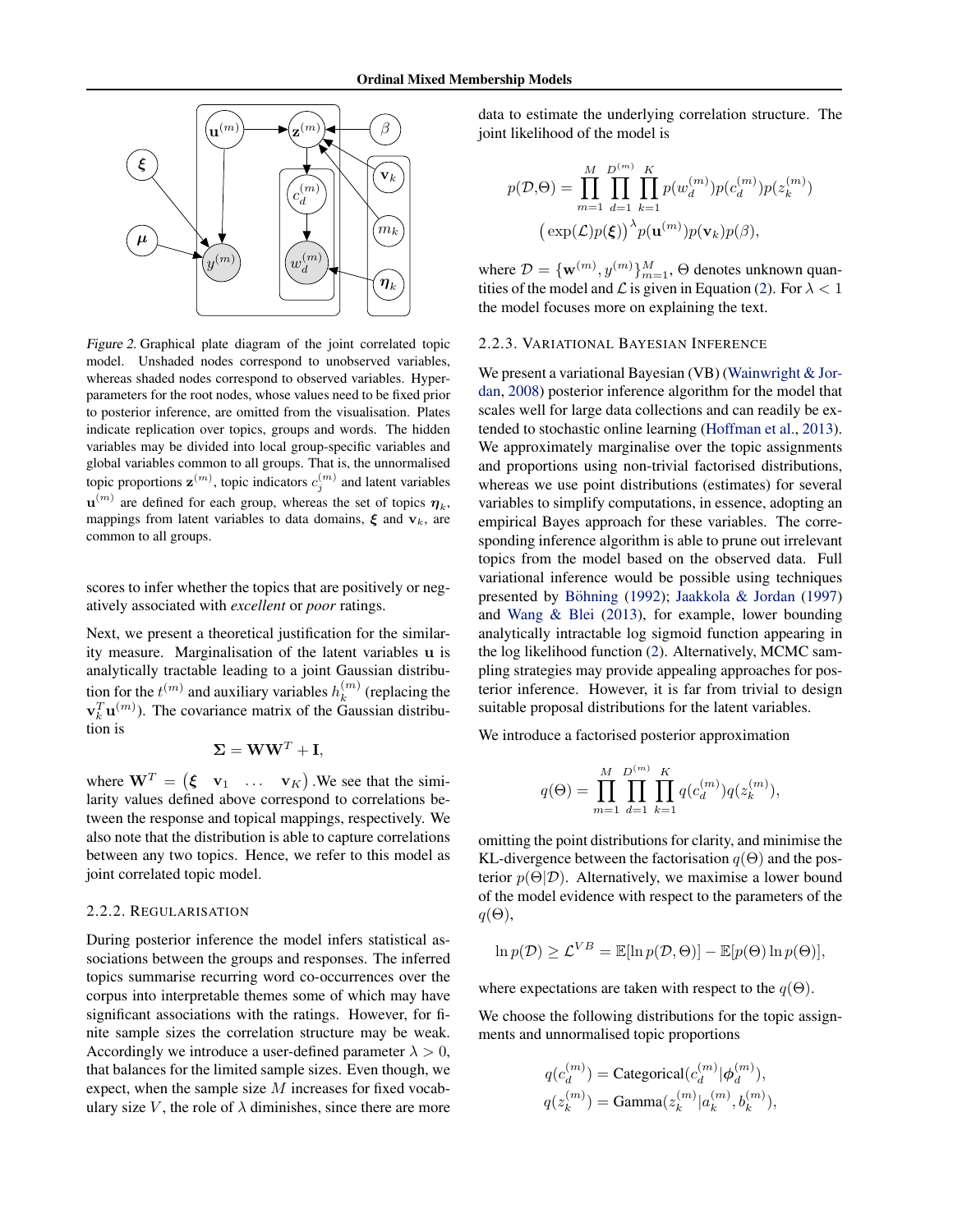Figure 2. Graphical plate diagram of the joint correlated topic model. Unshaded nodes correspond to unobserved variables, whereas shaded nodes correspond to observed variables. Hyperparameters for the root nodes, whose values need to be fixed prior to posterior inference, are omitted from the visualisation. Plates indicate replication over topics, groups and words. The hidden variables may be divided into local group-specific variables and global variables common to all groups. That is, the unnormalised topic proportions $\mathbf{z}^{(m)}$, topic indicators $c_j^{(m)}$ and latent variables $\mathbf{u}^{(m)}$ are defined for each group, whereas the set of topics $\boldsymbol{\eta}_k$, mappings from latent variables to data domains, $\boldsymbol{\xi}$ and $\mathbf{v}_k$, are common to all groups.

scores to infer whether the topics that are positively or negatively associated with *excellent* or *poor* ratings.

Next, we present a theoretical justification for the similarity measure. Marginalisation of the latent variables $\mathbf{u}$ is analytically tractable leading to a joint Gaussian distribution for the $t^{(m)}$ and auxiliary variables $h_k^{(m)}$ (replacing the $\mathbf{v}_k^T\mathbf{u}^{(m)}$). The covariance matrix of the Gaussian distribution is

$$\boldsymbol{\Sigma} = \mathbf{W}\mathbf{W}^T + \mathbf{I},$$

where $\mathbf{W}^T = \begin{pmatrix} \boldsymbol{\xi} & \mathbf{v}_1 & \dots & \mathbf{v}_K \end{pmatrix}$. We see that the similarity values defined above correspond to correlations between the response and topical mappings, respectively. We also note that the distribution is able to capture correlations between any two topics. Hence, we refer to this model as joint correlated topic model.

### 2.2.2. Regularisation

During posterior inference the model infers statistical associations between the groups and responses. The inferred topics summarise recurring word co-occurrences over the corpus into interpretable themes some of which may have significant associations with the ratings. However, for finite sample sizes the correlation structure may be weak. Accordingly we introduce a user-defined parameter $\lambda > 0$, that balances for the limited sample sizes. Even though, we expect, when the sample size $M$ increases for fixed vocabulary size $V$, the role of $\lambda$ diminishes, since there are more data to estimate the underlying correlation structure. The joint likelihood of the model is

$$p(\mathcal{D},\Theta) = \prod_{m=1}^{M}\prod_{d=1}^{D^{(m)}}\prod_{k=1}^{K} p(w_d^{(m)})p(c_d^{(m)})p(z_k^{(m)})$$
$$\left(\exp(\mathcal{L})p(\boldsymbol{\xi})\right)^{\lambda} p(\mathbf{u}^{(m)})p(\mathbf{v}_k)p(\beta),$$

where $\mathcal{D} = \{\mathbf{w}^{(m)}, y^{(m)}\}_{m=1}^{M}$, $\Theta$ denotes unknown quantities of the model and $\mathcal{L}$ is given in Equation (2). For $\lambda < 1$ the model focuses more on explaining the text.

### 2.2.3. Variational Bayesian Inference

We present a variational Bayesian (VB) (Wainwright & Jordan, 2008) posterior inference algorithm for the model that scales well for large data collections and can readily be extended to stochastic online learning (Hoffman et al., 2013). We approximately marginalise over the topic assignments and proportions using non-trivial factorised distributions, whereas we use point distributions (estimates) for several variables to simplify computations, in essence, adopting an empirical Bayes approach for these variables. The corresponding inference algorithm is able to prune out irrelevant topics from the model based on the observed data. Full variational inference would be possible using techniques presented by Böhning (1992); Jaakkola & Jordan (1997) and Wang & Blei (2013), for example, lower bounding analytically intractable log sigmoid function appearing in the log likelihood function (2). Alternatively, MCMC sampling strategies may provide appealing approaches for posterior inference. However, it is far from trivial to design suitable proposal distributions for the latent variables.

We introduce a factorised posterior approximation

$$q(\Theta) = \prod_{m=1}^{M}\prod_{d=1}^{D^{(m)}}\prod_{k=1}^{K} q(c_d^{(m)})q(z_k^{(m)}),$$

omitting the point distributions for clarity, and minimise the KL-divergence between the factorisation $q(\Theta)$ and the posterior $p(\Theta|\mathcal{D})$. Alternatively, we maximise a lower bound of the model evidence with respect to the parameters of the $q(\Theta)$,

$$\ln p(\mathcal{D}) \geq \mathcal{L}^{VB} = \mathbb{E}[\ln p(\mathcal{D},\Theta)] - \mathbb{E}[p(\Theta)\ln p(\Theta)],$$

where expectations are taken with respect to the $q(\Theta)$.

We choose the following distributions for the topic assignments and unnormalised topic proportions

$$q(c_d^{(m)}) = \text{Categorical}(c_d^{(m)}|\boldsymbol{\phi}_d^{(m)}),$$
$$q(z_k^{(m)}) = \text{Gamma}(z_k^{(m)}|a_k^{(m)}, b_k^{(m)}),$$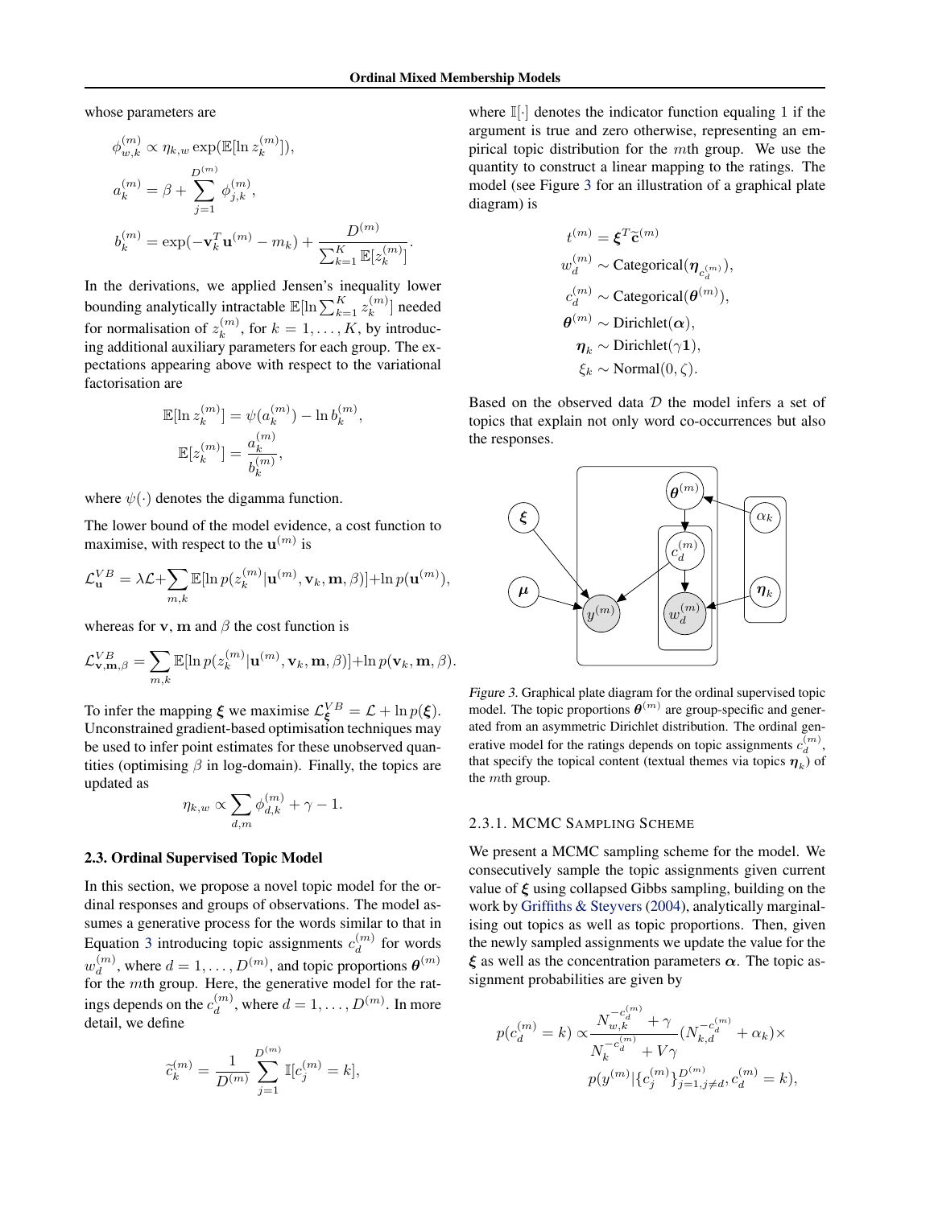whose parameters are

$$\phi_{w,k}^{(m)} \propto \eta_{k,w} \exp(\mathbb{E}[\ln z_k^{(m)}]),$$

$$a_k^{(m)} = \beta + \sum_{j=1}^{D^{(m)}} \phi_{j,k}^{(m)},$$

$$b_k^{(m)} = \exp(-\mathbf{v}_k^T \mathbf{u}^{(m)} - m_k) + \frac{D^{(m)}}{\sum_{k=1}^{K} \mathbb{E}[z_k^{(m)}]}.$$

In the derivations, we applied Jensen's inequality lower bounding analytically intractable $\mathbb{E}[\ln \sum_{k=1}^{K} z_k^{(m)}]$ needed for normalisation of $z_k^{(m)}$, for $k = 1, \ldots, K$, by introducing additional auxiliary parameters for each group. The expectations appearing above with respect to the variational factorisation are

$$\mathbb{E}[\ln z_k^{(m)}] = \psi(a_k^{(m)}) - \ln b_k^{(m)},$$

$$\mathbb{E}[z_k^{(m)}] = \frac{a_k^{(m)}}{b_k^{(m)}},$$

where $\psi(\cdot)$ denotes the digamma function.

The lower bound of the model evidence, a cost function to maximise, with respect to the $\mathbf{u}^{(m)}$ is

$$\mathcal{L}_{\mathbf{u}}^{VB} = \lambda \mathcal{L} + \sum_{m,k} \mathbb{E}[\ln p(z_k^{(m)} | \mathbf{u}^{(m)}, \mathbf{v}_k, \mathbf{m}, \beta)] + \ln p(\mathbf{u}^{(m)}),$$

whereas for $\mathbf{v}$, $\mathbf{m}$ and $\beta$ the cost function is

$$\mathcal{L}_{\mathbf{v},\mathbf{m},\beta}^{VB} = \sum_{m,k} \mathbb{E}[\ln p(z_k^{(m)} | \mathbf{u}^{(m)}, \mathbf{v}_k, \mathbf{m}, \beta)] + \ln p(\mathbf{v}_k, \mathbf{m}, \beta).$$

To infer the mapping $\boldsymbol{\xi}$ we maximise $\mathcal{L}_{\boldsymbol{\xi}}^{VB} = \mathcal{L} + \ln p(\boldsymbol{\xi})$. Unconstrained gradient-based optimisation techniques may be used to infer point estimates for these unobserved quantities (optimising $\beta$ in log-domain). Finally, the topics are updated as

$$\eta_{k,w} \propto \sum_{d,m} \phi_{d,k}^{(m)} + \gamma - 1.$$

## 2.3. Ordinal Supervised Topic Model

In this section, we propose a novel topic model for the ordinal responses and groups of observations. The model assumes a generative process for the words similar to that in Equation 3 introducing topic assignments $c_d^{(m)}$ for words $w_d^{(m)}$, where $d = 1, \ldots, D^{(m)}$, and topic proportions $\boldsymbol{\theta}^{(m)}$ for the $m$th group. Here, the generative model for the ratings depends on the $c_d^{(m)}$, where $d = 1, \ldots, D^{(m)}$. In more detail, we define

$$\widetilde{c}_k^{(m)} = \frac{1}{D^{(m)}} \sum_{j=1}^{D^{(m)}} \mathbb{I}[c_j^{(m)} = k],$$

where $\mathbb{I}[\cdot]$ denotes the indicator function equaling 1 if the argument is true and zero otherwise, representing an empirical topic distribution for the $m$th group. We use the quantity to construct a linear mapping to the ratings. The model (see Figure 3 for an illustration of a graphical plate diagram) is

$$t^{(m)} = \boldsymbol{\xi}^T \widetilde{\mathbf{c}}^{(m)}$$
$$w_d^{(m)} \sim \text{Categorical}(\boldsymbol{\eta}_{c_d^{(m)}}),$$
$$c_d^{(m)} \sim \text{Categorical}(\boldsymbol{\theta}^{(m)}),$$
$$\boldsymbol{\theta}^{(m)} \sim \text{Dirichlet}(\boldsymbol{\alpha}),$$
$$\boldsymbol{\eta}_k \sim \text{Dirichlet}(\gamma \mathbf{1}),$$
$$\xi_k \sim \text{Normal}(0, \zeta).$$

Based on the observed data $\mathcal{D}$ the model infers a set of topics that explain not only word co-occurrences but also the responses.

*Figure 3.* Graphical plate diagram for the ordinal supervised topic model. The topic proportions $\boldsymbol{\theta}^{(m)}$ are group-specific and generated from an asymmetric Dirichlet distribution. The ordinal generative model for the ratings depends on topic assignments $c_d^{(m)}$, that specify the topical content (textual themes via topics $\boldsymbol{\eta}_k$) of the $m$th group.

### 2.3.1. MCMC Sampling Scheme

We present a MCMC sampling scheme for the model. We consecutively sample the topic assignments given current value of $\boldsymbol{\xi}$ using collapsed Gibbs sampling, building on the work by Griffiths & Steyvers (2004), analytically marginalising out topics as well as topic proportions. Then, given the newly sampled assignments we update the value for the $\boldsymbol{\xi}$ as well as the concentration parameters $\boldsymbol{\alpha}$. The topic assignment probabilities are given by

$$p(c_d^{(m)} = k) \propto \frac{N_{w,k}^{-c_d^{(m)}} + \gamma}{N_k^{-c_d^{(m)}} + V\gamma} (N_{k,d}^{-c_d^{(m)}} + \alpha_k) \times$$
$$p(y^{(m)} | \{c_j^{(m)}\}_{j=1, j \neq d}^{D^{(m)}}, c_d^{(m)} = k),$$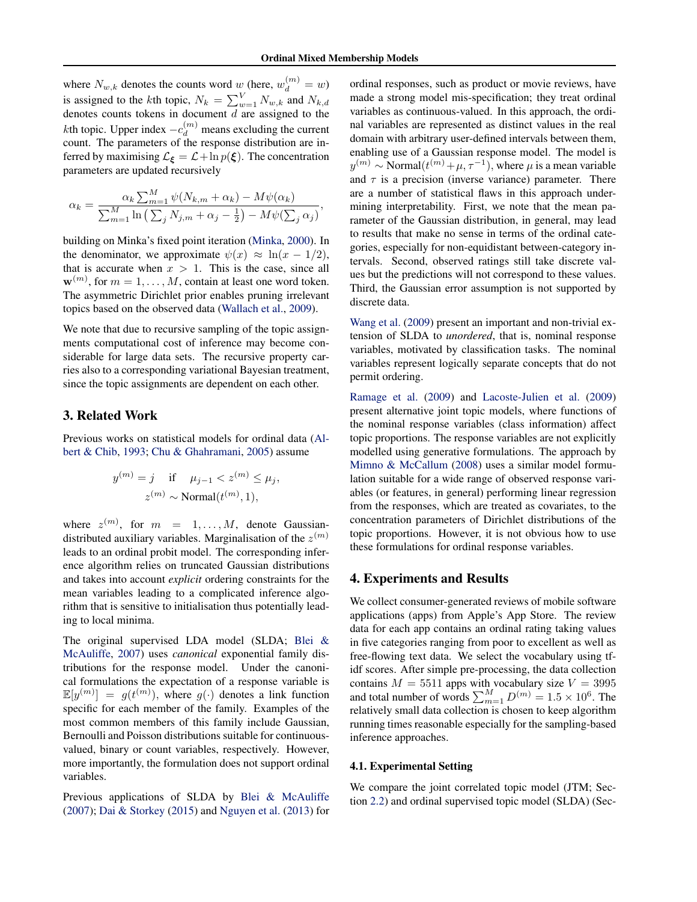where $N_{w,k}$ denotes the counts word $w$ (here, $w_d^{(m)} = w$) is assigned to the $k$th topic, $N_k = \sum_{w=1}^{V} N_{w,k}$ and $N_{k,d}$ denotes counts tokens in document $d$ are assigned to the $k$th topic. Upper index $-c_d^{(m)}$ means excluding the current count. The parameters of the response distribution are inferred by maximising $\mathcal{L}_{\boldsymbol{\xi}} = \mathcal{L} + \ln p(\boldsymbol{\xi})$. The concentration parameters are updated recursively

$$\alpha_k = \frac{\alpha_k \sum_{m=1}^{M} \psi(N_{k,m} + \alpha_k) - M\psi(\alpha_k)}{\sum_{m=1}^{M} \ln\left(\sum_j N_{j,m} + \alpha_j - \frac{1}{2}\right) - M\psi(\sum_j \alpha_j)},$$

building on Minka's fixed point iteration (Minka, 2000). In the denominator, we approximate $\psi(x) \approx \ln(x - 1/2)$, that is accurate when $x > 1$. This is the case, since all $\mathbf{w}^{(m)}$, for $m = 1, \ldots, M$, contain at least one word token. The asymmetric Dirichlet prior enables pruning irrelevant topics based on the observed data (Wallach et al., 2009).

We note that due to recursive sampling of the topic assignments computational cost of inference may become considerable for large data sets. The recursive property carries also to a corresponding variational Bayesian treatment, since the topic assignments are dependent on each other.

## 3. Related Work

Previous works on statistical models for ordinal data (Albert & Chib, 1993; Chu & Ghahramani, 2005) assume

$$y^{(m)} = j \quad \text{if} \quad \mu_{j-1} < z^{(m)} \leq \mu_j,$$
$$z^{(m)} \sim \text{Normal}(t^{(m)}, 1),$$

where $z^{(m)}$, for $m = 1, \ldots, M$, denote Gaussian-distributed auxiliary variables. Marginalisation of the $z^{(m)}$ leads to an ordinal probit model. The corresponding inference algorithm relies on truncated Gaussian distributions and takes into account *explicit* ordering constraints for the mean variables leading to a complicated inference algorithm that is sensitive to initialisation thus potentially leading to local minima.

The original supervised LDA model (SLDA; Blei & McAuliffe, 2007) uses *canonical* exponential family distributions for the response model. Under the canonical formulations the expectation of a response variable is $\mathbb{E}[y^{(m)}] = g(t^{(m)})$, where $g(\cdot)$ denotes a link function specific for each member of the family. Examples of the most common members of this family include Gaussian, Bernoulli and Poisson distributions suitable for continuous-valued, binary or count variables, respectively. However, more importantly, the formulation does not support ordinal variables.

Previous applications of SLDA by Blei & McAuliffe (2007); Dai & Storkey (2015) and Nguyen et al. (2013) for ordinal responses, such as product or movie reviews, have made a strong model mis-specification; they treat ordinal variables as continuous-valued. In this approach, the ordinal variables are represented as distinct values in the real domain with arbitrary user-defined intervals between them, enabling use of a Gaussian response model. The model is $y^{(m)} \sim \text{Normal}(t^{(m)} + \mu, \tau^{-1})$, where $\mu$ is a mean variable and $\tau$ is a precision (inverse variance) parameter. There are a number of statistical flaws in this approach undermining interpretability. First, we note that the mean parameter of the Gaussian distribution, in general, may lead to results that make no sense in terms of the ordinal categories, especially for non-equidistant between-category intervals. Second, observed ratings still take discrete values but the predictions will not correspond to these values. Third, the Gaussian error assumption is not supported by discrete data.

Wang et al. (2009) present an important and non-trivial extension of SLDA to *unordered*, that is, nominal response variables, motivated by classification tasks. The nominal variables represent logically separate concepts that do not permit ordering.

Ramage et al. (2009) and Lacoste-Julien et al. (2009) present alternative joint topic models, where functions of the nominal response variables (class information) affect topic proportions. The response variables are not explicitly modelled using generative formulations. The approach by Mimno & McCallum (2008) uses a similar model formulation suitable for a wide range of observed response variables (or features, in general) performing linear regression from the responses, which are treated as covariates, to the concentration parameters of Dirichlet distributions of the topic proportions. However, it is not obvious how to use these formulations for ordinal response variables.

## 4. Experiments and Results

We collect consumer-generated reviews of mobile software applications (apps) from Apple's App Store. The review data for each app contains an ordinal rating taking values in five categories ranging from poor to excellent as well as free-flowing text data. We select the vocabulary using tf-idf scores. After simple pre-processing, the data collection contains $M = 5511$ apps with vocabulary size $V = 3995$ and total number of words $\sum_{m=1}^{M} D^{(m)} = 1.5 \times 10^6$. The relatively small data collection is chosen to keep algorithm running times reasonable especially for the sampling-based inference approaches.

### 4.1. Experimental Setting

We compare the joint correlated topic model (JTM; Section 2.2) and ordinal supervised topic model (SLDA) (Sec-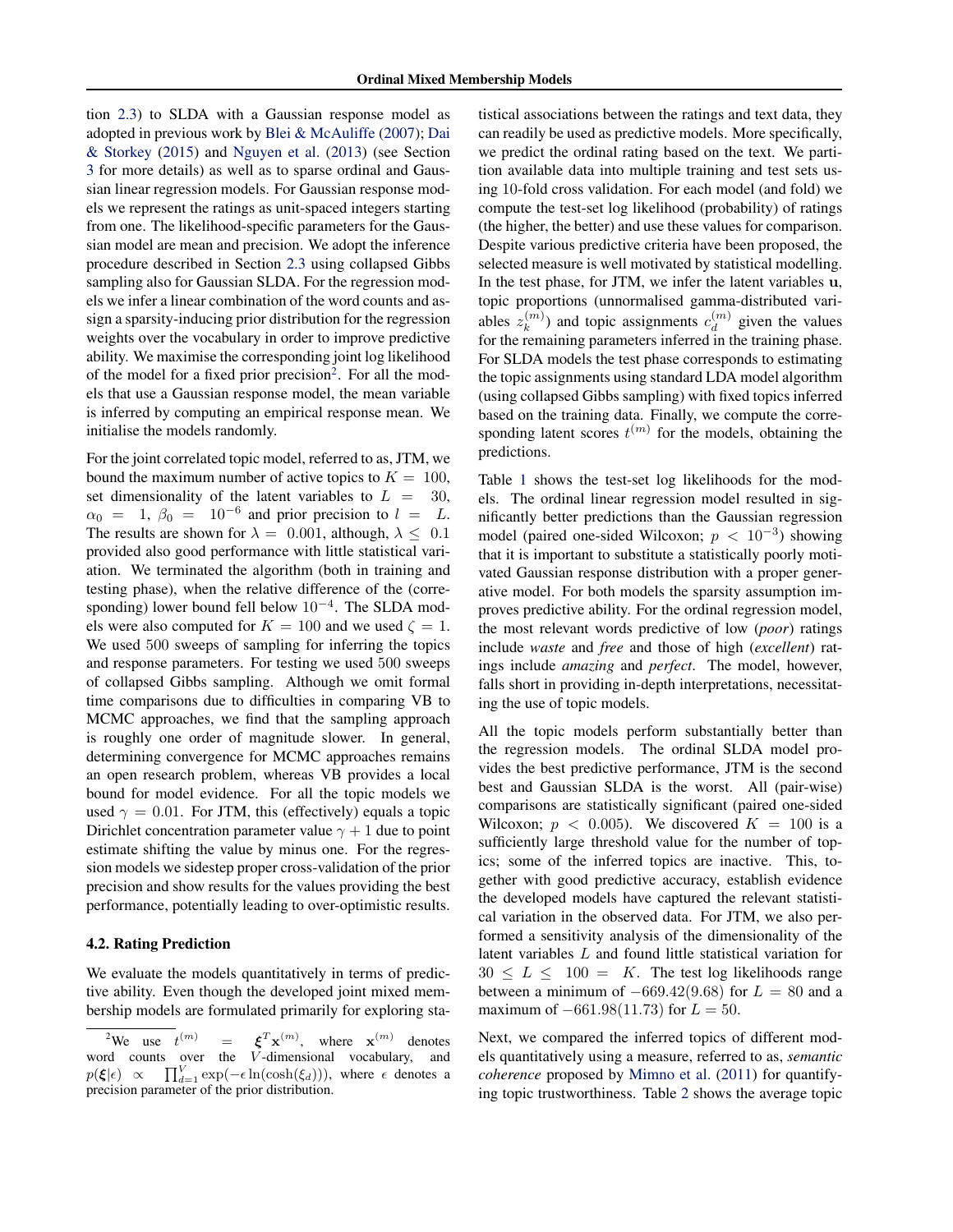tion 2.3) to SLDA with a Gaussian response model as adopted in previous work by Blei & McAuliffe (2007); Dai & Storkey (2015) and Nguyen et al. (2013) (see Section 3 for more details) as well as to sparse ordinal and Gaussian linear regression models. For Gaussian response models we represent the ratings as unit-spaced integers starting from one. The likelihood-specific parameters for the Gaussian model are mean and precision. We adopt the inference procedure described in Section 2.3 using collapsed Gibbs sampling also for Gaussian SLDA. For the regression models we infer a linear combination of the word counts and assign a sparsity-inducing prior distribution for the regression weights over the vocabulary in order to improve predictive ability. We maximise the corresponding joint log likelihood of the model for a fixed prior precision[2]. For all the models that use a Gaussian response model, the mean variable is inferred by computing an empirical response mean. We initialise the models randomly.

For the joint correlated topic model, referred to as, JTM, we bound the maximum number of active topics to $K = 100$, set dimensionality of the latent variables to $L = 30$, $\alpha_0 = 1$, $\beta_0 = 10^{-6}$ and prior precision to $l = L$. The results are shown for $\lambda = 0.001$, although, $\lambda \leq 0.1$ provided also good performance with little statistical variation. We terminated the algorithm (both in training and testing phase), when the relative difference of the (corresponding) lower bound fell below $10^{-4}$. The SLDA models were also computed for $K = 100$ and we used $\zeta = 1$. We used 500 sweeps of sampling for inferring the topics and response parameters. For testing we used 500 sweeps of collapsed Gibbs sampling. Although we omit formal time comparisons due to difficulties in comparing VB to MCMC approaches, we find that the sampling approach is roughly one order of magnitude slower. In general, determining convergence for MCMC approaches remains an open research problem, whereas VB provides a local bound for model evidence. For all the topic models we used $\gamma = 0.01$. For JTM, this (effectively) equals a topic Dirichlet concentration parameter value $\gamma + 1$ due to point estimate shifting the value by minus one. For the regression models we sidestep proper cross-validation of the prior precision and show results for the values providing the best performance, potentially leading to over-optimistic results.

### 4.2. Rating Prediction

We evaluate the models quantitatively in terms of predictive ability. Even though the developed joint mixed membership models are formulated primarily for exploring statistical associations between the ratings and text data, they can readily be used as predictive models. More specifically, we predict the ordinal rating based on the text. We partition available data into multiple training and test sets using 10-fold cross validation. For each model (and fold) we compute the test-set log likelihood (probability) of ratings (the higher, the better) and use these values for comparison. Despite various predictive criteria have been proposed, the selected measure is well motivated by statistical modelling. In the test phase, for JTM, we infer the latent variables $\mathbf{u}$, topic proportions (unnormalised gamma-distributed variables $z_k^{(m)}$) and topic assignments $c_d^{(m)}$ given the values for the remaining parameters inferred in the training phase. For SLDA models the test phase corresponds to estimating the topic assignments using standard LDA model algorithm (using collapsed Gibbs sampling) with fixed topics inferred based on the training data. Finally, we compute the corresponding latent scores $t^{(m)}$ for the models, obtaining the predictions.

Table 1 shows the test-set log likelihoods for the models. The ordinal linear regression model resulted in significantly better predictions than the Gaussian regression model (paired one-sided Wilcoxon; $p < 10^{-3}$) showing that it is important to substitute a statistically poorly motivated Gaussian response distribution with a proper generative model. For both models the sparsity assumption improves predictive ability. For the ordinal regression model, the most relevant words predictive of low (*poor*) ratings include *waste* and *free* and those of high (*excellent*) ratings include *amazing* and *perfect*. The model, however, falls short in providing in-depth interpretations, necessitating the use of topic models.

All the topic models perform substantially better than the regression models. The ordinal SLDA model provides the best predictive performance, JTM is the second best and Gaussian SLDA is the worst. All (pair-wise) comparisons are statistically significant (paired one-sided Wilcoxon; $p < 0.005$). We discovered $K = 100$ is a sufficiently large threshold value for the number of topics; some of the inferred topics are inactive. This, together with good predictive accuracy, establish evidence the developed models have captured the relevant statistical variation in the observed data. For JTM, we also performed a sensitivity analysis of the dimensionality of the latent variables $L$ and found little statistical variation for $30 \leq L \leq 100 = K$. The test log likelihoods range between a minimum of $-669.42(9.68)$ for $L = 80$ and a maximum of $-661.98(11.73)$ for $L = 50$.

Next, we compared the inferred topics of different models quantitatively using a measure, referred to as, *semantic coherence* proposed by Mimno et al. (2011) for quantifying topic trustworthiness. Table 2 shows the average topic

[2] We use $t^{(m)} = \boldsymbol{\xi}^T \mathbf{x}^{(m)}$, where $\mathbf{x}^{(m)}$ denotes word counts over the $V$-dimensional vocabulary, and $p(\boldsymbol{\xi}|\epsilon) \propto \prod_{d=1}^{V} \exp(-\epsilon \ln(\cosh(\xi_d)))$, where $\epsilon$ denotes a precision parameter of the prior distribution.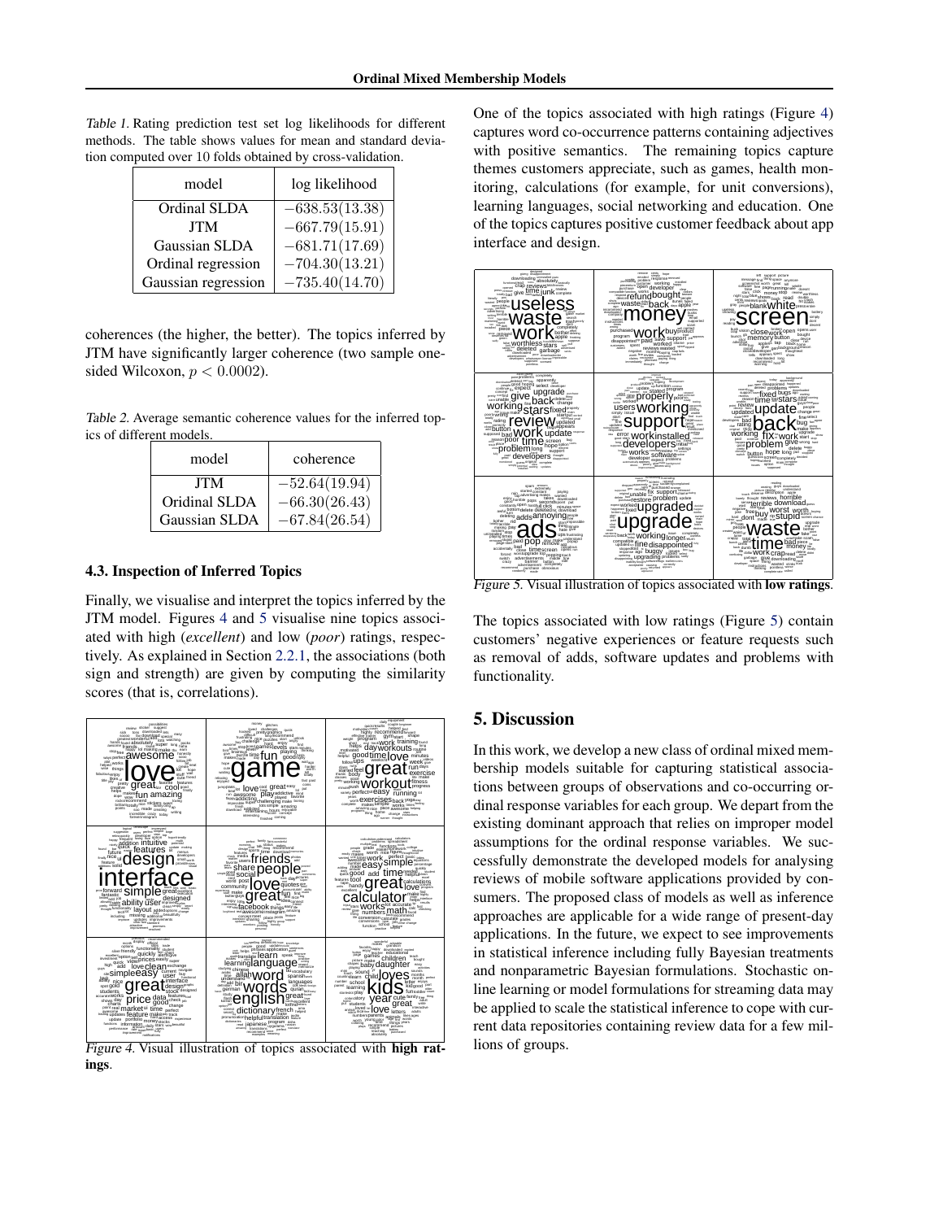Table 1. Rating prediction test set log likelihoods for different methods. The table shows values for mean and standard deviation computed over 10 folds obtained by cross-validation.

| model | log likelihood |
|---|---|
| Ordinal SLDA | $-638.53(13.38)$ |
| JTM | $-667.79(15.91)$ |
| Gaussian SLDA | $-681.71(17.69)$ |
| Ordinal regression | $-704.30(13.21)$ |
| Gaussian regression | $-735.40(14.70)$ |

coherences (the higher, the better). The topics inferred by JTM have significantly larger coherence (two sample one-sided Wilcoxon, $p < 0.0002$).

Table 2. Average semantic coherence values for the inferred topics of different models.

| model | coherence |
|---|---|
| JTM | $-52.64(19.94)$ |
| Oridinal SLDA | $-66.30(26.43)$ |
| Gaussian SLDA | $-67.84(26.54)$ |

### 4.3. Inspection of Inferred Topics

Finally, we visualise and interpret the topics inferred by the JTM model. Figures 4 and 5 visualise nine topics associated with high (*excellent*) and low (*poor*) ratings, respectively. As explained in Section 2.2.1, the associations (both sign and strength) are given by computing the similarity scores (that is, correlations).

Figure 4. Visual illustration of topics associated with **high ratings**.

One of the topics associated with high ratings (Figure 4) captures word co-occurrence patterns containing adjectives with positive semantics. The remaining topics capture themes customers appreciate, such as games, health monitoring, calculations (for example, for unit conversions), learning languages, social networking and education. One of the topics captures positive customer feedback about app interface and design.

Figure 5. Visual illustration of topics associated with **low ratings**.

The topics associated with low ratings (Figure 5) contain customers' negative experiences or feature requests such as removal of adds, software updates and problems with functionality.

## 5. Discussion

In this work, we develop a new class of ordinal mixed membership models suitable for capturing statistical associations between groups of observations and co-occurring ordinal response variables for each group. We depart from the existing dominant approach that relies on improper model assumptions for the ordinal response variables. We successfully demonstrate the developed models for analysing reviews of mobile software applications provided by consumers. The proposed class of models as well as inference approaches are applicable for a wide range of present-day applications. In the future, we expect to see improvements in statistical inference including fully Bayesian treatments and nonparametric Bayesian formulations. Stochastic online learning or model formulations for streaming data may be applied to scale the statistical inference to cope with current data repositories containing review data for a few millions of groups.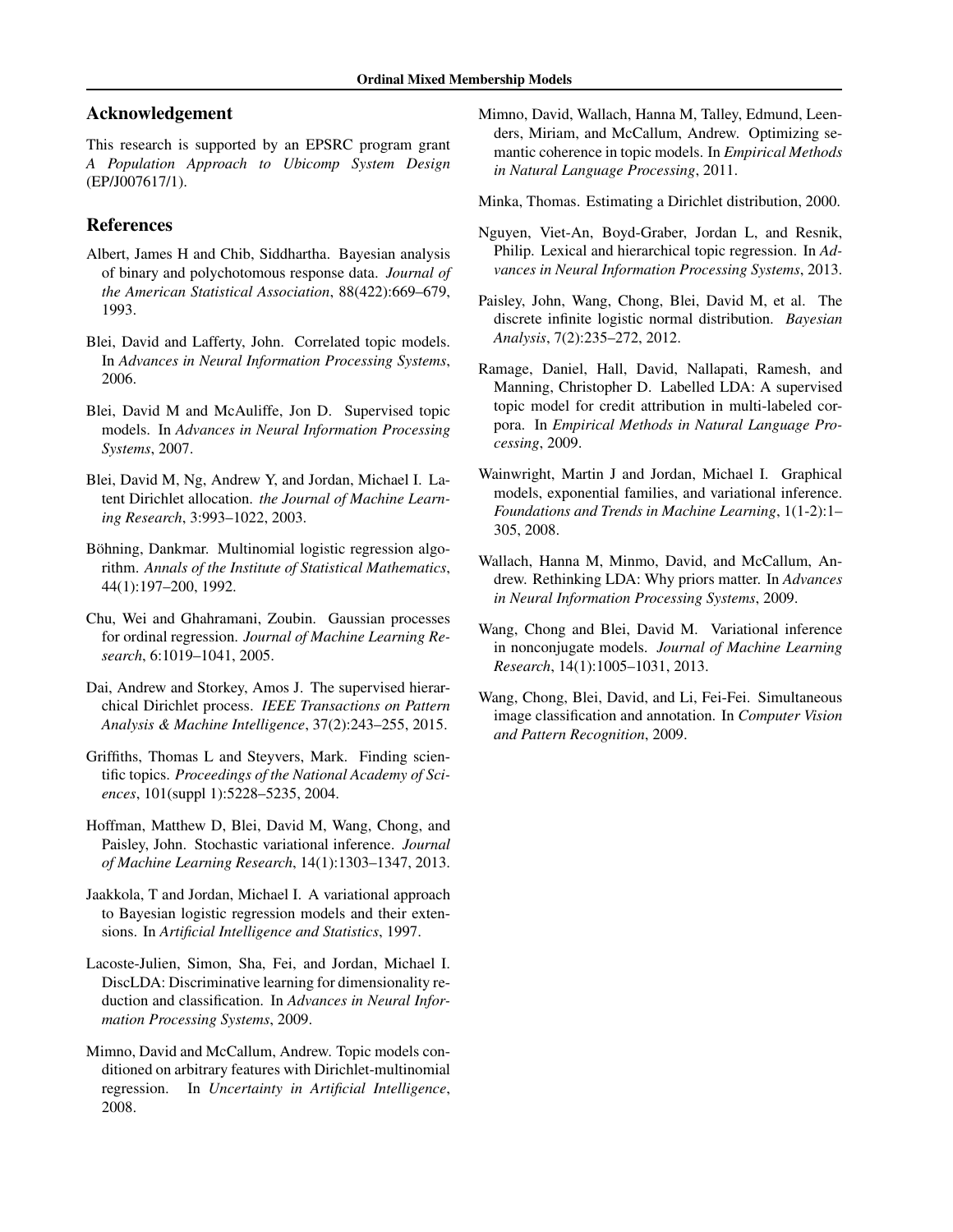## Acknowledgement

This research is supported by an EPSRC program grant *A Population Approach to Ubicomp System Design* (EP/J007617/1).

## References

Albert, James H and Chib, Siddhartha. Bayesian analysis of binary and polychotomous response data. *Journal of the American Statistical Association*, 88(422):669–679, 1993.

Blei, David and Lafferty, John. Correlated topic models. In *Advances in Neural Information Processing Systems*, 2006.

Blei, David M and McAuliffe, Jon D. Supervised topic models. In *Advances in Neural Information Processing Systems*, 2007.

Blei, David M, Ng, Andrew Y, and Jordan, Michael I. Latent Dirichlet allocation. *the Journal of Machine Learning Research*, 3:993–1022, 2003.

Böhning, Dankmar. Multinomial logistic regression algorithm. *Annals of the Institute of Statistical Mathematics*, 44(1):197–200, 1992.

Chu, Wei and Ghahramani, Zoubin. Gaussian processes for ordinal regression. *Journal of Machine Learning Research*, 6:1019–1041, 2005.

Dai, Andrew and Storkey, Amos J. The supervised hierarchical Dirichlet process. *IEEE Transactions on Pattern Analysis & Machine Intelligence*, 37(2):243–255, 2015.

Griffiths, Thomas L and Steyvers, Mark. Finding scientific topics. *Proceedings of the National Academy of Sciences*, 101(suppl 1):5228–5235, 2004.

Hoffman, Matthew D, Blei, David M, Wang, Chong, and Paisley, John. Stochastic variational inference. *Journal of Machine Learning Research*, 14(1):1303–1347, 2013.

Jaakkola, T and Jordan, Michael I. A variational approach to Bayesian logistic regression models and their extensions. In *Artificial Intelligence and Statistics*, 1997.

Lacoste-Julien, Simon, Sha, Fei, and Jordan, Michael I. DiscLDA: Discriminative learning for dimensionality reduction and classification. In *Advances in Neural Information Processing Systems*, 2009.

Mimno, David and McCallum, Andrew. Topic models conditioned on arbitrary features with Dirichlet-multinomial regression. In *Uncertainty in Artificial Intelligence*, 2008.

Mimno, David, Wallach, Hanna M, Talley, Edmund, Leenders, Miriam, and McCallum, Andrew. Optimizing semantic coherence in topic models. In *Empirical Methods in Natural Language Processing*, 2011.

Minka, Thomas. Estimating a Dirichlet distribution, 2000.

Nguyen, Viet-An, Boyd-Graber, Jordan L, and Resnik, Philip. Lexical and hierarchical topic regression. In *Advances in Neural Information Processing Systems*, 2013.

Paisley, John, Wang, Chong, Blei, David M, et al. The discrete infinite logistic normal distribution. *Bayesian Analysis*, 7(2):235–272, 2012.

Ramage, Daniel, Hall, David, Nallapati, Ramesh, and Manning, Christopher D. Labelled LDA: A supervised topic model for credit attribution in multi-labeled corpora. In *Empirical Methods in Natural Language Processing*, 2009.

Wainwright, Martin J and Jordan, Michael I. Graphical models, exponential families, and variational inference. *Foundations and Trends in Machine Learning*, 1(1-2):1–305, 2008.

Wallach, Hanna M, Minmo, David, and McCallum, Andrew. Rethinking LDA: Why priors matter. In *Advances in Neural Information Processing Systems*, 2009.

Wang, Chong and Blei, David M. Variational inference in nonconjugate models. *Journal of Machine Learning Research*, 14(1):1005–1031, 2013.

Wang, Chong, Blei, David, and Li, Fei-Fei. Simultaneous image classification and annotation. In *Computer Vision and Pattern Recognition*, 2009.